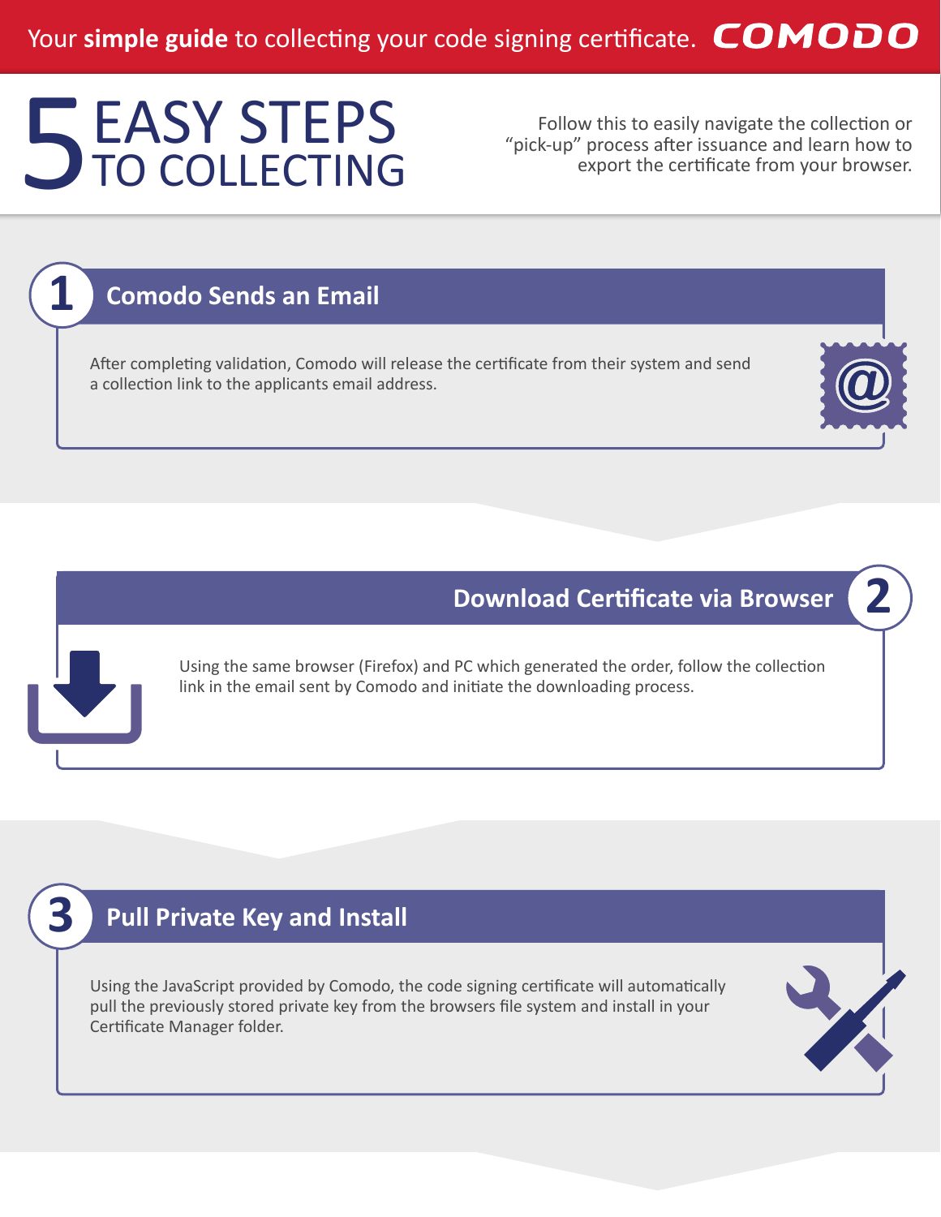Your **simple guide** to collecting your code signing certificate. **COMODO**

# 5 EASY STEPS TO COLLECTING

Follow this to easily navigate the collection or "pick-up" process after issuance and learn how to export the certificate from your browser.

## 1 Comodo Sends an Email

After completing validation, Comodo will release the certificate from their system and send a collection link to the applicants email address.

## 2 Download Certificate via Browser

Using the same browser (Firefox) and PC which generated the order, follow the collection link in the email sent by Comodo and initiate the downloading process.

## 3 Pull Private Key and Install

Using the JavaScript provided by Comodo, the code signing certificate will automatically pull the previously stored private key from the browsers file system and install in your Certificate Manager folder.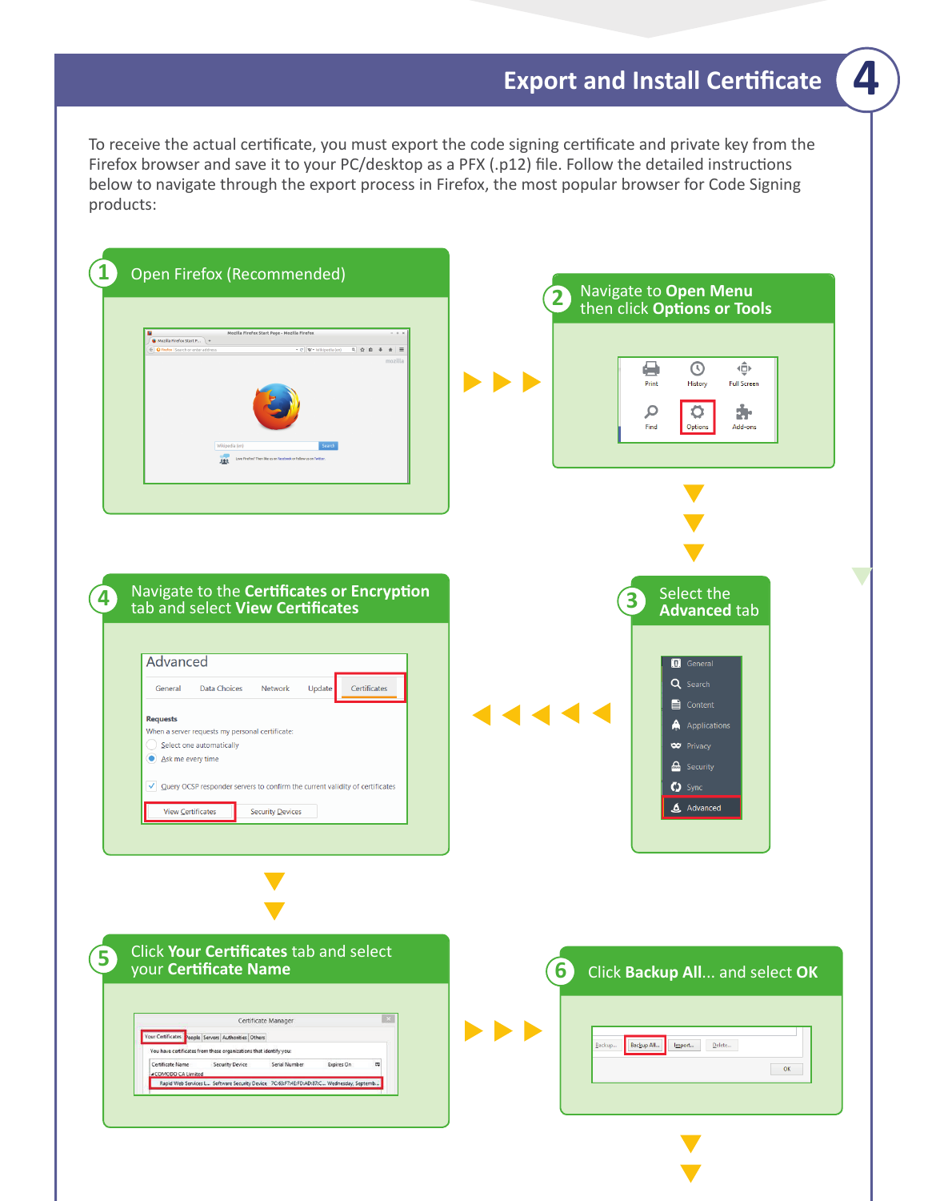# Export and Install Certificate

To receive the actual certificate, you must export the code signing certificate and private key from the Firefox browser and save it to your PC/desktop as a PFX (.p12) file. Follow the detailed instructions below to navigate through the export process in Firefox, the most popular browser for Code Signing products:

1. Open Firefox (Recommended)

2. Navigate to **Open Menu** then click **Options or Tools**

3. Select the **Advanced** tab

4. Navigate to the **Certificates or Encryption** tab and select **View Certificates**

5. Click **Your Certificates** tab and select your **Certificate Name**

6. Click **Backup All**... and select **OK**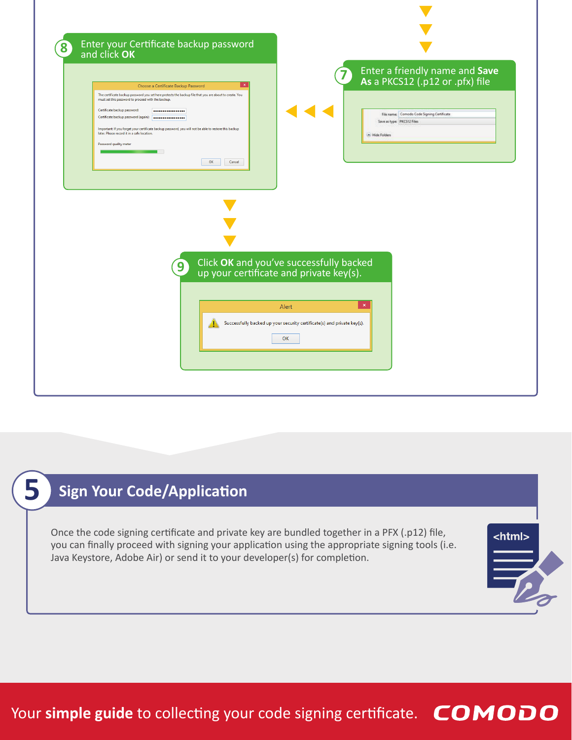7. Enter a friendly name and **Save As** a PKCS12 (.p12 or .pfx) file

File name: Comodo Code Signing Certificate
Save as type: PKCS12 Files
Hide Folders

8. Enter your Certificate backup password and click **OK**

Choose a Certificate Backup Password

The certificate backup password you set here protects the backup file that you are about to create. You must set this password to proceed with the backup.

Certificate backup password: ••••••••••••••••••
Certificate backup password (again): ••••••••••••••••••

Important: If you forget your certificate backup password, you will not be able to restore this backup later. Please record it in a safe location.

Password quality meter

OK Cancel

9. Click **OK** and you've successfully backed up your certificate and private key(s).

Alert

Successfully backed up your security certificate(s) and private key(s).

OK

## 5 Sign Your Code/Application

Once the code signing certificate and private key are bundled together in a PFX (.p12) file, you can finally proceed with signing your application using the appropriate signing tools (i.e. Java Keystore, Adobe Air) or send it to your developer(s) for completion.

<html>

Your **simple guide** to collecting your code signing certificate. COMODO